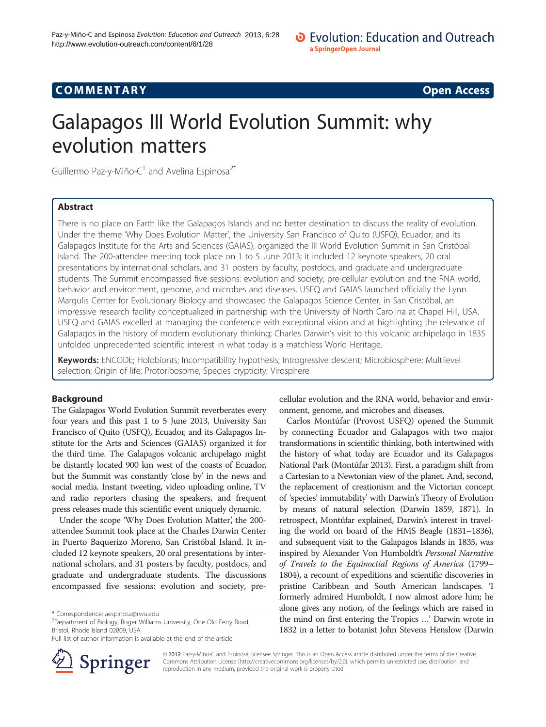COMMENTARY Open Access

# Galapagos III World Evolution Summit: why evolution matters

Guillermo Paz-y-Miño-C[1] and Avelina Espinosa[2*]

## Abstract

There is no place on Earth like the Galapagos Islands and no better destination to discuss the reality of evolution. Under the theme 'Why Does Evolution Matter', the University San Francisco of Quito (USFQ), Ecuador, and its Galapagos Institute for the Arts and Sciences (GAIAS), organized the III World Evolution Summit in San Cristóbal Island. The 200-attendee meeting took place on 1 to 5 June 2013; it included 12 keynote speakers, 20 oral presentations by international scholars, and 31 posters by faculty, postdocs, and graduate and undergraduate students. The Summit encompassed five sessions: evolution and society, pre-cellular evolution and the RNA world, behavior and environment, genome, and microbes and diseases. USFQ and GAIAS launched officially the Lynn Margulis Center for Evolutionary Biology and showcased the Galapagos Science Center, in San Cristóbal, an impressive research facility conceptualized in partnership with the University of North Carolina at Chapel Hill, USA. USFQ and GAIAS excelled at managing the conference with exceptional vision and at highlighting the relevance of Galapagos in the history of modern evolutionary thinking; Charles Darwin's visit to this volcanic archipelago in 1835 unfolded unprecedented scientific interest in what today is a matchless World Heritage.

**Keywords:** ENCODE; Holobionts; Incompatibility hypothesis; Introgressive descent; Microbiosphere; Multilevel selection; Origin of life; Protoribosome; Species crypticity; Virosphere

## Background

The Galapagos World Evolution Summit reverberates every four years and this past 1 to 5 June 2013, University San Francisco of Quito (USFQ), Ecuador, and its Galapagos Institute for the Arts and Sciences (GAIAS) organized it for the third time. The Galapagos volcanic archipelago might be distantly located 900 km west of the coasts of Ecuador, but the Summit was constantly 'close by' in the news and social media. Instant tweeting, video uploading online, TV and radio reporters chasing the speakers, and frequent press releases made this scientific event uniquely dynamic.

Under the scope 'Why Does Evolution Matter', the 200-attendee Summit took place at the Charles Darwin Center in Puerto Baquerizo Moreno, San Cristóbal Island. It included 12 keynote speakers, 20 oral presentations by international scholars, and 31 posters by faculty, postdocs, and graduate and undergraduate students. The discussions encompassed five sessions: evolution and society, pre-cellular evolution and the RNA world, behavior and environment, genome, and microbes and diseases.

Carlos Montúfar (Provost USFQ) opened the Summit by connecting Ecuador and Galapagos with two major transformations in scientific thinking, both intertwined with the history of what today are Ecuador and its Galapagos National Park (Montúfar 2013). First, a paradigm shift from a Cartesian to a Newtonian view of the planet. And, second, the replacement of creationism and the Victorian concept of 'species' immutability' with Darwin's Theory of Evolution by means of natural selection (Darwin 1859, 1871). In retrospect, Montúfar explained, Darwin's interest in traveling the world on board of the HMS Beagle (1831–1836), and subsequent visit to the Galapagos Islands in 1835, was inspired by Alexander Von Humboldt's *Personal Narrative of Travels to the Equinoctial Regions of America* (1799–1804), a recount of expeditions and scientific discoveries in pristine Caribbean and South American landscapes. 'I formerly admired Humboldt, I now almost adore him; he alone gives any notion, of the feelings which are raised in the mind on first entering the Tropics …' Darwin wrote in 1832 in a letter to botanist John Stevens Henslow (Darwin

\* Correspondence: aespinosa@rwu.edu
[2]Department of Biology, Roger Williams University, One Old Ferry Road, Bristol, Rhode Island 02809, USA
Full list of author information is available at the end of the article

© 2013 Paz-y-Miño-C and Espinosa; licensee Springer. This is an Open Access article distributed under the terms of the Creative Commons Attribution License (http://creativecommons.org/licenses/by/2.0), which permits unrestricted use, distribution, and reproduction in any medium, provided the original work is properly cited.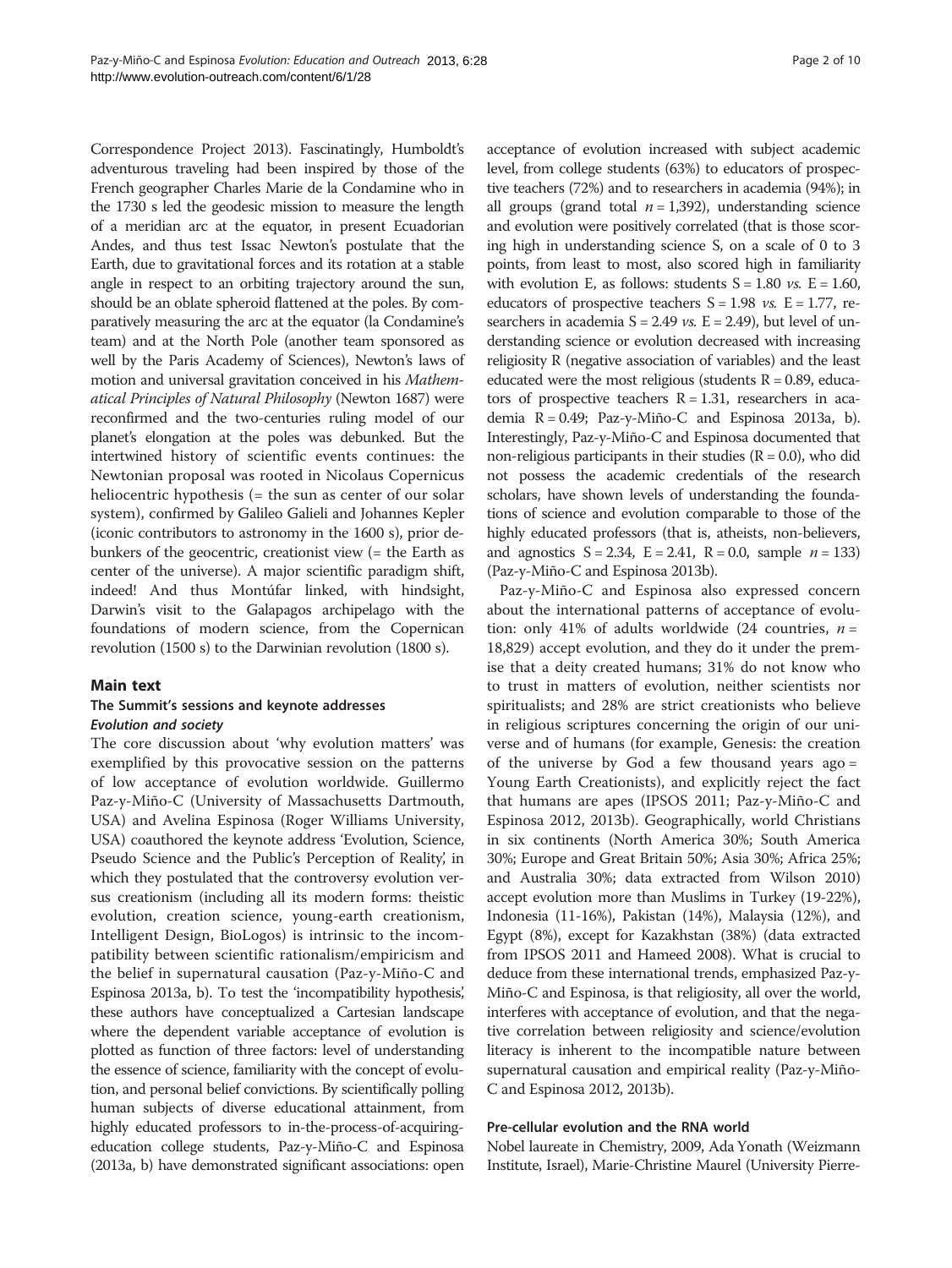Correspondence Project 2013). Fascinatingly, Humboldt's adventurous traveling had been inspired by those of the French geographer Charles Marie de la Condamine who in the 1730 s led the geodesic mission to measure the length of a meridian arc at the equator, in present Ecuadorian Andes, and thus test Issac Newton's postulate that the Earth, due to gravitational forces and its rotation at a stable angle in respect to an orbiting trajectory around the sun, should be an oblate spheroid flattened at the poles. By comparatively measuring the arc at the equator (la Condamine's team) and at the North Pole (another team sponsored as well by the Paris Academy of Sciences), Newton's laws of motion and universal gravitation conceived in his *Mathematical Principles of Natural Philosophy* (Newton 1687) were reconfirmed and the two-centuries ruling model of our planet's elongation at the poles was debunked. But the intertwined history of scientific events continues: the Newtonian proposal was rooted in Nicolaus Copernicus heliocentric hypothesis (= the sun as center of our solar system), confirmed by Galileo Galieli and Johannes Kepler (iconic contributors to astronomy in the 1600 s), prior debunkers of the geocentric, creationist view (= the Earth as center of the universe). A major scientific paradigm shift, indeed! And thus Montúfar linked, with hindsight, Darwin's visit to the Galapagos archipelago with the foundations of modern science, from the Copernican revolution (1500 s) to the Darwinian revolution (1800 s).

## Main text

### The Summit's sessions and keynote addresses

#### *Evolution and society*

The core discussion about 'why evolution matters' was exemplified by this provocative session on the patterns of low acceptance of evolution worldwide. Guillermo Paz-y-Miño-C (University of Massachusetts Dartmouth, USA) and Avelina Espinosa (Roger Williams University, USA) coauthored the keynote address 'Evolution, Science, Pseudo Science and the Public's Perception of Reality', in which they postulated that the controversy evolution versus creationism (including all its modern forms: theistic evolution, creation science, young-earth creationism, Intelligent Design, BioLogos) is intrinsic to the incompatibility between scientific rationalism/empiricism and the belief in supernatural causation (Paz-y-Miño-C and Espinosa 2013a, b). To test the 'incompatibility hypothesis', these authors have conceptualized a Cartesian landscape where the dependent variable acceptance of evolution is plotted as function of three factors: level of understanding the essence of science, familiarity with the concept of evolution, and personal belief convictions. By scientifically polling human subjects of diverse educational attainment, from highly educated professors to in-the-process-of-acquiring-education college students, Paz-y-Miño-C and Espinosa (2013a, b) have demonstrated significant associations: open acceptance of evolution increased with subject academic level, from college students (63%) to educators of prospective teachers (72%) and to researchers in academia (94%); in all groups (grand total $n = 1{,}392$), understanding science and evolution were positively correlated (that is those scoring high in understanding science S, on a scale of 0 to 3 points, from least to most, also scored high in familiarity with evolution E, as follows: students $S = 1.80$ *vs.* $E = 1.60$, educators of prospective teachers $S = 1.98$ *vs.* $E = 1.77$, researchers in academia $S = 2.49$ *vs.* $E = 2.49$), but level of understanding science or evolution decreased with increasing religiosity R (negative association of variables) and the least educated were the most religious (students $R = 0.89$, educators of prospective teachers $R = 1.31$, researchers in academia $R = 0.49$; Paz-y-Miño-C and Espinosa 2013a, b). Interestingly, Paz-y-Miño-C and Espinosa documented that non-religious participants in their studies ($R = 0.0$), who did not possess the academic credentials of the research scholars, have shown levels of understanding the foundations of science and evolution comparable to those of the highly educated professors (that is, atheists, non-believers, and agnostics $S = 2.34$, $E = 2.41$, $R = 0.0$, sample $n = 133$) (Paz-y-Miño-C and Espinosa 2013b).

Paz-y-Miño-C and Espinosa also expressed concern about the international patterns of acceptance of evolution: only 41% of adults worldwide (24 countries, $n = 18{,}829$) accept evolution, and they do it under the premise that a deity created humans; 31% do not know who to trust in matters of evolution, neither scientists nor spiritualists; and 28% are strict creationists who believe in religious scriptures concerning the origin of our universe and of humans (for example, Genesis: the creation of the universe by God a few thousand years ago = Young Earth Creationists), and explicitly reject the fact that humans are apes (IPSOS 2011; Paz-y-Miño-C and Espinosa 2012, 2013b). Geographically, world Christians in six continents (North America 30%; South America 30%; Europe and Great Britain 50%; Asia 30%; Africa 25%; and Australia 30%; data extracted from Wilson 2010) accept evolution more than Muslims in Turkey (19-22%), Indonesia (11-16%), Pakistan (14%), Malaysia (12%), and Egypt (8%), except for Kazakhstan (38%) (data extracted from IPSOS 2011 and Hameed 2008). What is crucial to deduce from these international trends, emphasized Paz-y-Miño-C and Espinosa, is that religiosity, all over the world, interferes with acceptance of evolution, and that the negative correlation between religiosity and science/evolution literacy is inherent to the incompatible nature between supernatural causation and empirical reality (Paz-y-Miño-C and Espinosa 2012, 2013b).

#### Pre-cellular evolution and the RNA world

Nobel laureate in Chemistry, 2009, Ada Yonath (Weizmann Institute, Israel), Marie-Christine Maurel (University Pierre-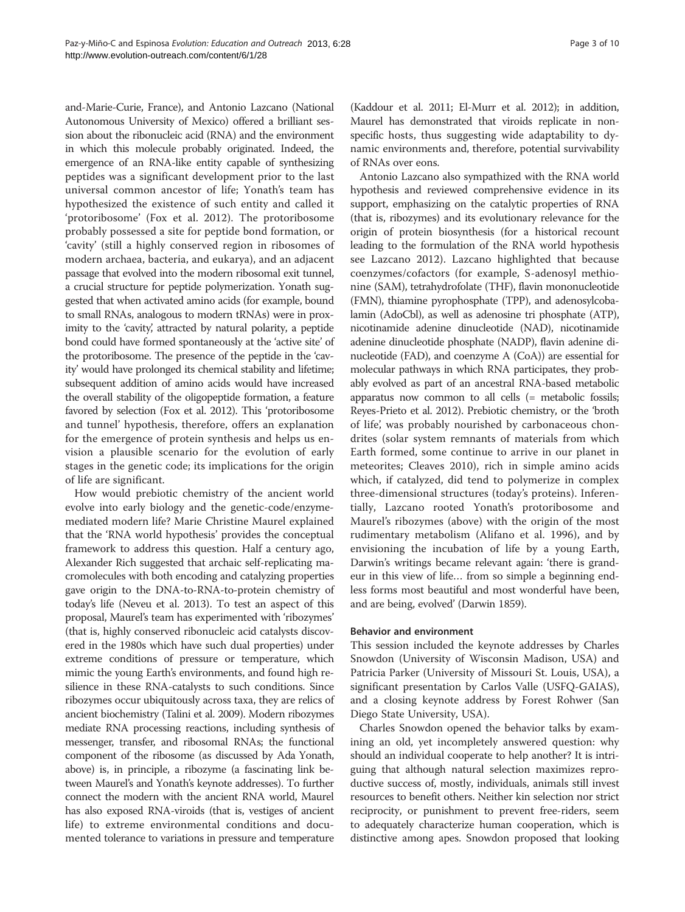and-Marie-Curie, France), and Antonio Lazcano (National Autonomous University of Mexico) offered a brilliant session about the ribonucleic acid (RNA) and the environment in which this molecule probably originated. Indeed, the emergence of an RNA-like entity capable of synthesizing peptides was a significant development prior to the last universal common ancestor of life; Yonath's team has hypothesized the existence of such entity and called it 'protoribosome' (Fox et al. 2012). The protoribosome probably possessed a site for peptide bond formation, or 'cavity' (still a highly conserved region in ribosomes of modern archaea, bacteria, and eukarya), and an adjacent passage that evolved into the modern ribosomal exit tunnel, a crucial structure for peptide polymerization. Yonath suggested that when activated amino acids (for example, bound to small RNAs, analogous to modern tRNAs) were in proximity to the 'cavity', attracted by natural polarity, a peptide bond could have formed spontaneously at the 'active site' of the protoribosome. The presence of the peptide in the 'cavity' would have prolonged its chemical stability and lifetime; subsequent addition of amino acids would have increased the overall stability of the oligopeptide formation, a feature favored by selection (Fox et al. 2012). This 'protoribosome and tunnel' hypothesis, therefore, offers an explanation for the emergence of protein synthesis and helps us envision a plausible scenario for the evolution of early stages in the genetic code; its implications for the origin of life are significant.

How would prebiotic chemistry of the ancient world evolve into early biology and the genetic-code/enzyme-mediated modern life? Marie Christine Maurel explained that the 'RNA world hypothesis' provides the conceptual framework to address this question. Half a century ago, Alexander Rich suggested that archaic self-replicating macromolecules with both encoding and catalyzing properties gave origin to the DNA-to-RNA-to-protein chemistry of today's life (Neveu et al. 2013). To test an aspect of this proposal, Maurel's team has experimented with 'ribozymes' (that is, highly conserved ribonucleic acid catalysts discovered in the 1980s which have such dual properties) under extreme conditions of pressure or temperature, which mimic the young Earth's environments, and found high resilience in these RNA-catalysts to such conditions. Since ribozymes occur ubiquitously across taxa, they are relics of ancient biochemistry (Talini et al. 2009). Modern ribozymes mediate RNA processing reactions, including synthesis of messenger, transfer, and ribosomal RNAs; the functional component of the ribosome (as discussed by Ada Yonath, above) is, in principle, a ribozyme (a fascinating link between Maurel's and Yonath's keynote addresses). To further connect the modern with the ancient RNA world, Maurel has also exposed RNA-viroids (that is, vestiges of ancient life) to extreme environmental conditions and documented tolerance to variations in pressure and temperature (Kaddour et al. 2011; El-Murr et al. 2012); in addition, Maurel has demonstrated that viroids replicate in nonspecific hosts, thus suggesting wide adaptability to dynamic environments and, therefore, potential survivability of RNAs over eons.

Antonio Lazcano also sympathized with the RNA world hypothesis and reviewed comprehensive evidence in its support, emphasizing on the catalytic properties of RNA (that is, ribozymes) and its evolutionary relevance for the origin of protein biosynthesis (for a historical recount leading to the formulation of the RNA world hypothesis see Lazcano 2012). Lazcano highlighted that because coenzymes/cofactors (for example, S-adenosyl methionine (SAM), tetrahydrofolate (THF), flavin mononucleotide (FMN), thiamine pyrophosphate (TPP), and adenosylcobalamin (AdoCbl), as well as adenosine tri phosphate (ATP), nicotinamide adenine dinucleotide (NAD), nicotinamide adenine dinucleotide phosphate (NADP), flavin adenine dinucleotide (FAD), and coenzyme A (CoA)) are essential for molecular pathways in which RNA participates, they probably evolved as part of an ancestral RNA-based metabolic apparatus now common to all cells (= metabolic fossils; Reyes-Prieto et al. 2012). Prebiotic chemistry, or the 'broth of life', was probably nourished by carbonaceous chondrites (solar system remnants of materials from which Earth formed, some continue to arrive in our planet in meteorites; Cleaves 2010), rich in simple amino acids which, if catalyzed, did tend to polymerize in complex three-dimensional structures (today's proteins). Inferentially, Lazcano rooted Yonath's protoribosome and Maurel's ribozymes (above) with the origin of the most rudimentary metabolism (Alifano et al. 1996), and by envisioning the incubation of life by a young Earth, Darwin's writings became relevant again: 'there is grandeur in this view of life… from so simple a beginning endless forms most beautiful and most wonderful have been, and are being, evolved' (Darwin 1859).

## Behavior and environment

This session included the keynote addresses by Charles Snowdon (University of Wisconsin Madison, USA) and Patricia Parker (University of Missouri St. Louis, USA), a significant presentation by Carlos Valle (USFQ-GAIAS), and a closing keynote address by Forest Rohwer (San Diego State University, USA).

Charles Snowdon opened the behavior talks by examining an old, yet incompletely answered question: why should an individual cooperate to help another? It is intriguing that although natural selection maximizes reproductive success of, mostly, individuals, animals still invest resources to benefit others. Neither kin selection nor strict reciprocity, or punishment to prevent free-riders, seem to adequately characterize human cooperation, which is distinctive among apes. Snowdon proposed that looking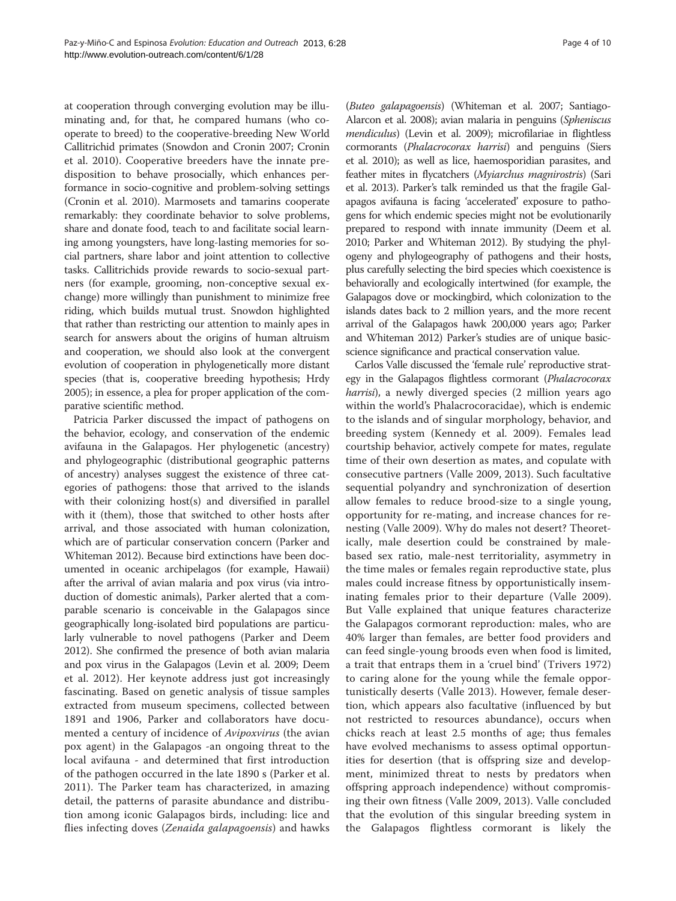at cooperation through converging evolution may be illuminating and, for that, he compared humans (who cooperate to breed) to the cooperative-breeding New World Callitrichid primates (Snowdon and Cronin 2007; Cronin et al. 2010). Cooperative breeders have the innate predisposition to behave prosocially, which enhances performance in socio-cognitive and problem-solving settings (Cronin et al. 2010). Marmosets and tamarins cooperate remarkably: they coordinate behavior to solve problems, share and donate food, teach to and facilitate social learning among youngsters, have long-lasting memories for social partners, share labor and joint attention to collective tasks. Callitrichids provide rewards to socio-sexual partners (for example, grooming, non-conceptive sexual exchange) more willingly than punishment to minimize free riding, which builds mutual trust. Snowdon highlighted that rather than restricting our attention to mainly apes in search for answers about the origins of human altruism and cooperation, we should also look at the convergent evolution of cooperation in phylogenetically more distant species (that is, cooperative breeding hypothesis; Hrdy 2005); in essence, a plea for proper application of the comparative scientific method.

Patricia Parker discussed the impact of pathogens on the behavior, ecology, and conservation of the endemic avifauna in the Galapagos. Her phylogenetic (ancestry) and phylogeographic (distributional geographic patterns of ancestry) analyses suggest the existence of three categories of pathogens: those that arrived to the islands with their colonizing host(s) and diversified in parallel with it (them), those that switched to other hosts after arrival, and those associated with human colonization, which are of particular conservation concern (Parker and Whiteman 2012). Because bird extinctions have been documented in oceanic archipelagos (for example, Hawaii) after the arrival of avian malaria and pox virus (via introduction of domestic animals), Parker alerted that a comparable scenario is conceivable in the Galapagos since geographically long-isolated bird populations are particularly vulnerable to novel pathogens (Parker and Deem 2012). She confirmed the presence of both avian malaria and pox virus in the Galapagos (Levin et al. 2009; Deem et al. 2012). Her keynote address just got increasingly fascinating. Based on genetic analysis of tissue samples extracted from museum specimens, collected between 1891 and 1906, Parker and collaborators have documented a century of incidence of *Avipoxvirus* (the avian pox agent) in the Galapagos -an ongoing threat to the local avifauna - and determined that first introduction of the pathogen occurred in the late 1890 s (Parker et al. 2011). The Parker team has characterized, in amazing detail, the patterns of parasite abundance and distribution among iconic Galapagos birds, including: lice and flies infecting doves (*Zenaida galapagoensis*) and hawks (*Buteo galapagoensis*) (Whiteman et al. 2007; Santiago-Alarcon et al. 2008); avian malaria in penguins (*Spheniscus mendiculus*) (Levin et al. 2009); microfilariae in flightless cormorants (*Phalacrocorax harrisi*) and penguins (Siers et al. 2010); as well as lice, haemosporidian parasites, and feather mites in flycatchers (*Myiarchus magnirostris*) (Sari et al. 2013). Parker's talk reminded us that the fragile Galapagos avifauna is facing 'accelerated' exposure to pathogens for which endemic species might not be evolutionarily prepared to respond with innate immunity (Deem et al. 2010; Parker and Whiteman 2012). By studying the phylogeny and phylogeography of pathogens and their hosts, plus carefully selecting the bird species which coexistence is behaviorally and ecologically intertwined (for example, the Galapagos dove or mockingbird, which colonization to the islands dates back to 2 million years, and the more recent arrival of the Galapagos hawk 200,000 years ago; Parker and Whiteman 2012) Parker's studies are of unique basic-science significance and practical conservation value.

Carlos Valle discussed the 'female rule' reproductive strategy in the Galapagos flightless cormorant (*Phalacrocorax harrisi*), a newly diverged species (2 million years ago within the world's Phalacrocoracidae), which is endemic to the islands and of singular morphology, behavior, and breeding system (Kennedy et al. 2009). Females lead courtship behavior, actively compete for mates, regulate time of their own desertion as mates, and copulate with consecutive partners (Valle 2009, 2013). Such facultative sequential polyandry and synchronization of desertion allow females to reduce brood-size to a single young, opportunity for re-mating, and increase chances for re-nesting (Valle 2009). Why do males not desert? Theoretically, male desertion could be constrained by male-based sex ratio, male-nest territoriality, asymmetry in the time males or females regain reproductive state, plus males could increase fitness by opportunistically inseminating females prior to their departure (Valle 2009). But Valle explained that unique features characterize the Galapagos cormorant reproduction: males, who are 40% larger than females, are better food providers and can feed single-young broods even when food is limited, a trait that entraps them in a 'cruel bind' (Trivers 1972) to caring alone for the young while the female opportunistically deserts (Valle 2013). However, female desertion, which appears also facultative (influenced by but not restricted to resources abundance), occurs when chicks reach at least 2.5 months of age; thus females have evolved mechanisms to assess optimal opportunities for desertion (that is offspring size and development, minimized threat to nests by predators when offspring approach independence) without compromising their own fitness (Valle 2009, 2013). Valle concluded that the evolution of this singular breeding system in the Galapagos flightless cormorant is likely the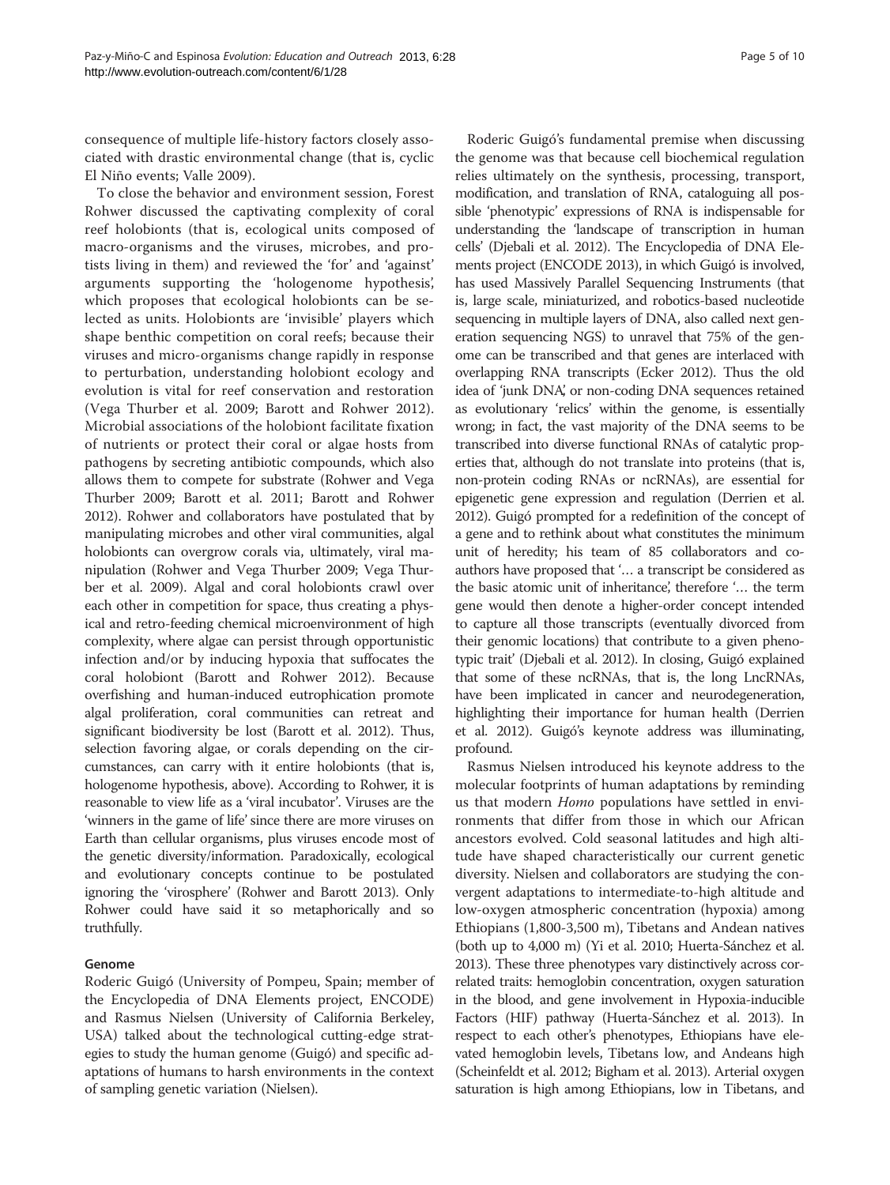consequence of multiple life-history factors closely associated with drastic environmental change (that is, cyclic El Niño events; Valle 2009).

To close the behavior and environment session, Forest Rohwer discussed the captivating complexity of coral reef holobionts (that is, ecological units composed of macro-organisms and the viruses, microbes, and protists living in them) and reviewed the 'for' and 'against' arguments supporting the 'hologenome hypothesis', which proposes that ecological holobionts can be selected as units. Holobionts are 'invisible' players which shape benthic competition on coral reefs; because their viruses and micro-organisms change rapidly in response to perturbation, understanding holobiont ecology and evolution is vital for reef conservation and restoration (Vega Thurber et al. 2009; Barott and Rohwer 2012). Microbial associations of the holobiont facilitate fixation of nutrients or protect their coral or algae hosts from pathogens by secreting antibiotic compounds, which also allows them to compete for substrate (Rohwer and Vega Thurber 2009; Barott et al. 2011; Barott and Rohwer 2012). Rohwer and collaborators have postulated that by manipulating microbes and other viral communities, algal holobionts can overgrow corals via, ultimately, viral manipulation (Rohwer and Vega Thurber 2009; Vega Thurber et al. 2009). Algal and coral holobionts crawl over each other in competition for space, thus creating a physical and retro-feeding chemical microenvironment of high complexity, where algae can persist through opportunistic infection and/or by inducing hypoxia that suffocates the coral holobiont (Barott and Rohwer 2012). Because overfishing and human-induced eutrophication promote algal proliferation, coral communities can retreat and significant biodiversity be lost (Barott et al. 2012). Thus, selection favoring algae, or corals depending on the circumstances, can carry with it entire holobionts (that is, hologenome hypothesis, above). According to Rohwer, it is reasonable to view life as a 'viral incubator'. Viruses are the 'winners in the game of life' since there are more viruses on Earth than cellular organisms, plus viruses encode most of the genetic diversity/information. Paradoxically, ecological and evolutionary concepts continue to be postulated ignoring the 'virosphere' (Rohwer and Barott 2013). Only Rohwer could have said it so metaphorically and so truthfully.

## Genome

Roderic Guigó (University of Pompeu, Spain; member of the Encyclopedia of DNA Elements project, ENCODE) and Rasmus Nielsen (University of California Berkeley, USA) talked about the technological cutting-edge strategies to study the human genome (Guigó) and specific adaptations of humans to harsh environments in the context of sampling genetic variation (Nielsen).

Roderic Guigó's fundamental premise when discussing the genome was that because cell biochemical regulation relies ultimately on the synthesis, processing, transport, modification, and translation of RNA, cataloguing all possible 'phenotypic' expressions of RNA is indispensable for understanding the 'landscape of transcription in human cells' (Djebali et al. 2012). The Encyclopedia of DNA Elements project (ENCODE 2013), in which Guigó is involved, has used Massively Parallel Sequencing Instruments (that is, large scale, miniaturized, and robotics-based nucleotide sequencing in multiple layers of DNA, also called next generation sequencing NGS) to unravel that 75% of the genome can be transcribed and that genes are interlaced with overlapping RNA transcripts (Ecker 2012). Thus the old idea of 'junk DNA', or non-coding DNA sequences retained as evolutionary 'relics' within the genome, is essentially wrong; in fact, the vast majority of the DNA seems to be transcribed into diverse functional RNAs of catalytic properties that, although do not translate into proteins (that is, non-protein coding RNAs or ncRNAs), are essential for epigenetic gene expression and regulation (Derrien et al. 2012). Guigó prompted for a redefinition of the concept of a gene and to rethink about what constitutes the minimum unit of heredity; his team of 85 collaborators and coauthors have proposed that '… a transcript be considered as the basic atomic unit of inheritance', therefore '… the term gene would then denote a higher-order concept intended to capture all those transcripts (eventually divorced from their genomic locations) that contribute to a given phenotypic trait' (Djebali et al. 2012). In closing, Guigó explained that some of these ncRNAs, that is, the long LncRNAs, have been implicated in cancer and neurodegeneration, highlighting their importance for human health (Derrien et al. 2012). Guigó's keynote address was illuminating, profound.

Rasmus Nielsen introduced his keynote address to the molecular footprints of human adaptations by reminding us that modern *Homo* populations have settled in environments that differ from those in which our African ancestors evolved. Cold seasonal latitudes and high altitude have shaped characteristically our current genetic diversity. Nielsen and collaborators are studying the convergent adaptations to intermediate-to-high altitude and low-oxygen atmospheric concentration (hypoxia) among Ethiopians (1,800-3,500 m), Tibetans and Andean natives (both up to 4,000 m) (Yi et al. 2010; Huerta-Sánchez et al. 2013). These three phenotypes vary distinctively across correlated traits: hemoglobin concentration, oxygen saturation in the blood, and gene involvement in Hypoxia-inducible Factors (HIF) pathway (Huerta-Sánchez et al. 2013). In respect to each other's phenotypes, Ethiopians have elevated hemoglobin levels, Tibetans low, and Andeans high (Scheinfeldt et al. 2012; Bigham et al. 2013). Arterial oxygen saturation is high among Ethiopians, low in Tibetans, and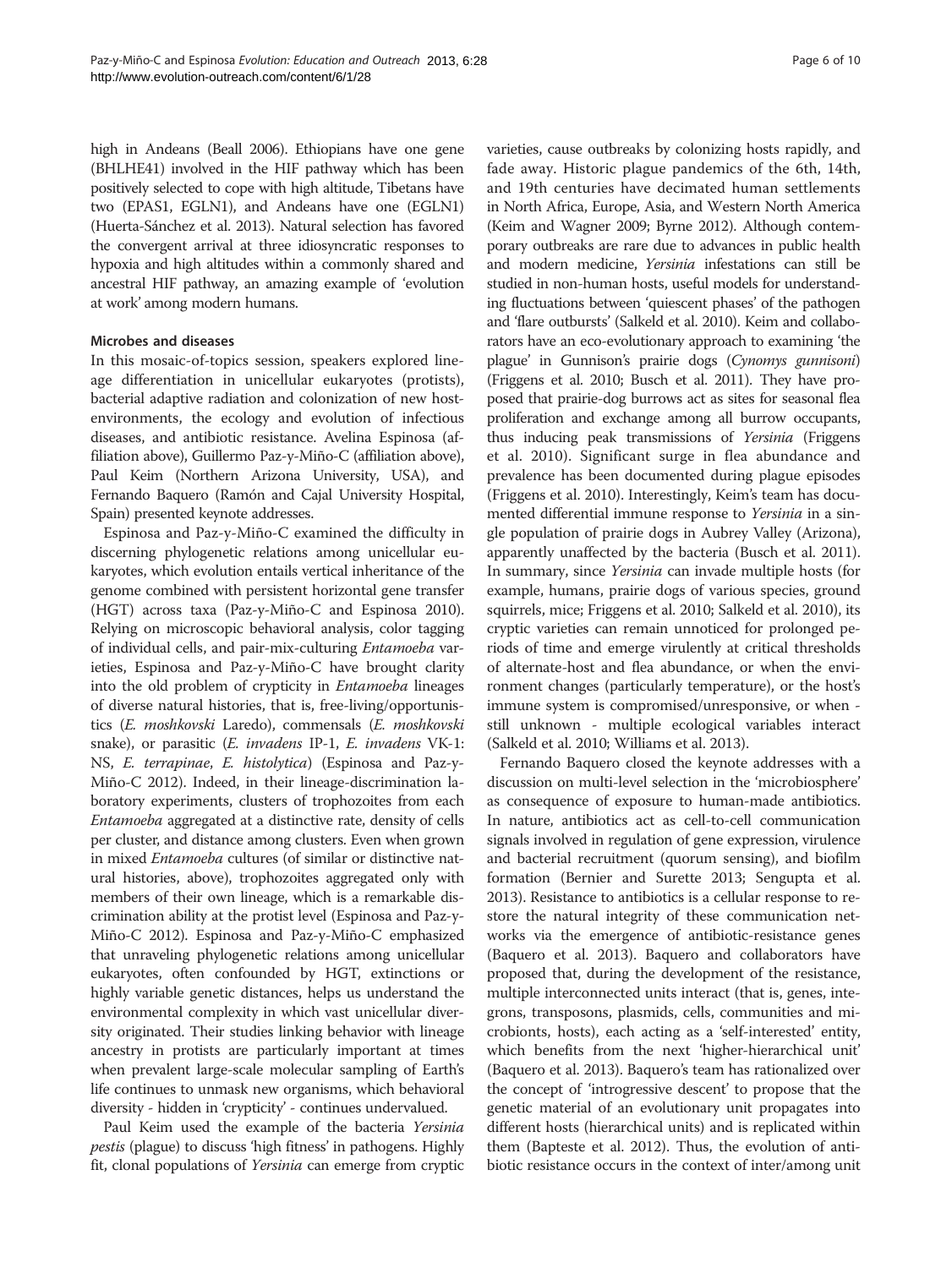high in Andeans (Beall 2006). Ethiopians have one gene (BHLHE41) involved in the HIF pathway which has been positively selected to cope with high altitude, Tibetans have two (EPAS1, EGLN1), and Andeans have one (EGLN1) (Huerta-Sánchez et al. 2013). Natural selection has favored the convergent arrival at three idiosyncratic responses to hypoxia and high altitudes within a commonly shared and ancestral HIF pathway, an amazing example of 'evolution at work' among modern humans.

### Microbes and diseases

In this mosaic-of-topics session, speakers explored lineage differentiation in unicellular eukaryotes (protists), bacterial adaptive radiation and colonization of new host-environments, the ecology and evolution of infectious diseases, and antibiotic resistance. Avelina Espinosa (affiliation above), Guillermo Paz-y-Miño-C (affiliation above), Paul Keim (Northern Arizona University, USA), and Fernando Baquero (Ramón and Cajal University Hospital, Spain) presented keynote addresses.

Espinosa and Paz-y-Miño-C examined the difficulty in discerning phylogenetic relations among unicellular eukaryotes, which evolution entails vertical inheritance of the genome combined with persistent horizontal gene transfer (HGT) across taxa (Paz-y-Miño-C and Espinosa 2010). Relying on microscopic behavioral analysis, color tagging of individual cells, and pair-mix-culturing *Entamoeba* varieties, Espinosa and Paz-y-Miño-C have brought clarity into the old problem of crypticity in *Entamoeba* lineages of diverse natural histories, that is, free-living/opportunistics (*E. moshkovski* Laredo), commensals (*E. moshkovski* snake), or parasitic (*E. invadens* IP-1, *E. invadens* VK-1: NS, *E. terrapinae*, *E. histolytica*) (Espinosa and Paz-y-Miño-C 2012). Indeed, in their lineage-discrimination laboratory experiments, clusters of trophozoites from each *Entamoeba* aggregated at a distinctive rate, density of cells per cluster, and distance among clusters. Even when grown in mixed *Entamoeba* cultures (of similar or distinctive natural histories, above), trophozoites aggregated only with members of their own lineage, which is a remarkable discrimination ability at the protist level (Espinosa and Paz-y-Miño-C 2012). Espinosa and Paz-y-Miño-C emphasized that unraveling phylogenetic relations among unicellular eukaryotes, often confounded by HGT, extinctions or highly variable genetic distances, helps us understand the environmental complexity in which vast unicellular diversity originated. Their studies linking behavior with lineage ancestry in protists are particularly important at times when prevalent large-scale molecular sampling of Earth's life continues to unmask new organisms, which behavioral diversity - hidden in 'crypticity' - continues undervalued.

Paul Keim used the example of the bacteria *Yersinia pestis* (plague) to discuss 'high fitness' in pathogens. Highly fit, clonal populations of *Yersinia* can emerge from cryptic varieties, cause outbreaks by colonizing hosts rapidly, and fade away. Historic plague pandemics of the 6th, 14th, and 19th centuries have decimated human settlements in North Africa, Europe, Asia, and Western North America (Keim and Wagner 2009; Byrne 2012). Although contemporary outbreaks are rare due to advances in public health and modern medicine, *Yersinia* infestations can still be studied in non-human hosts, useful models for understanding fluctuations between 'quiescent phases' of the pathogen and 'flare outbursts' (Salkeld et al. 2010). Keim and collaborators have an eco-evolutionary approach to examining 'the plague' in Gunnison's prairie dogs (*Cynomys gunnisoni*) (Friggens et al. 2010; Busch et al. 2011). They have proposed that prairie-dog burrows act as sites for seasonal flea proliferation and exchange among all burrow occupants, thus inducing peak transmissions of *Yersinia* (Friggens et al. 2010). Significant surge in flea abundance and prevalence has been documented during plague episodes (Friggens et al. 2010). Interestingly, Keim's team has documented differential immune response to *Yersinia* in a single population of prairie dogs in Aubrey Valley (Arizona), apparently unaffected by the bacteria (Busch et al. 2011). In summary, since *Yersinia* can invade multiple hosts (for example, humans, prairie dogs of various species, ground squirrels, mice; Friggens et al. 2010; Salkeld et al. 2010), its cryptic varieties can remain unnoticed for prolonged periods of time and emerge virulently at critical thresholds of alternate-host and flea abundance, or when the environment changes (particularly temperature), or the host's immune system is compromised/unresponsive, or when - still unknown - multiple ecological variables interact (Salkeld et al. 2010; Williams et al. 2013).

Fernando Baquero closed the keynote addresses with a discussion on multi-level selection in the 'microbiosphere' as consequence of exposure to human-made antibiotics. In nature, antibiotics act as cell-to-cell communication signals involved in regulation of gene expression, virulence and bacterial recruitment (quorum sensing), and biofilm formation (Bernier and Surette 2013; Sengupta et al. 2013). Resistance to antibiotics is a cellular response to restore the natural integrity of these communication networks via the emergence of antibiotic-resistance genes (Baquero et al. 2013). Baquero and collaborators have proposed that, during the development of the resistance, multiple interconnected units interact (that is, genes, integrons, transposons, plasmids, cells, communities and microbionts, hosts), each acting as a 'self-interested' entity, which benefits from the next 'higher-hierarchical unit' (Baquero et al. 2013). Baquero's team has rationalized over the concept of 'introgressive descent' to propose that the genetic material of an evolutionary unit propagates into different hosts (hierarchical units) and is replicated within them (Bapteste et al. 2012). Thus, the evolution of antibiotic resistance occurs in the context of inter/among unit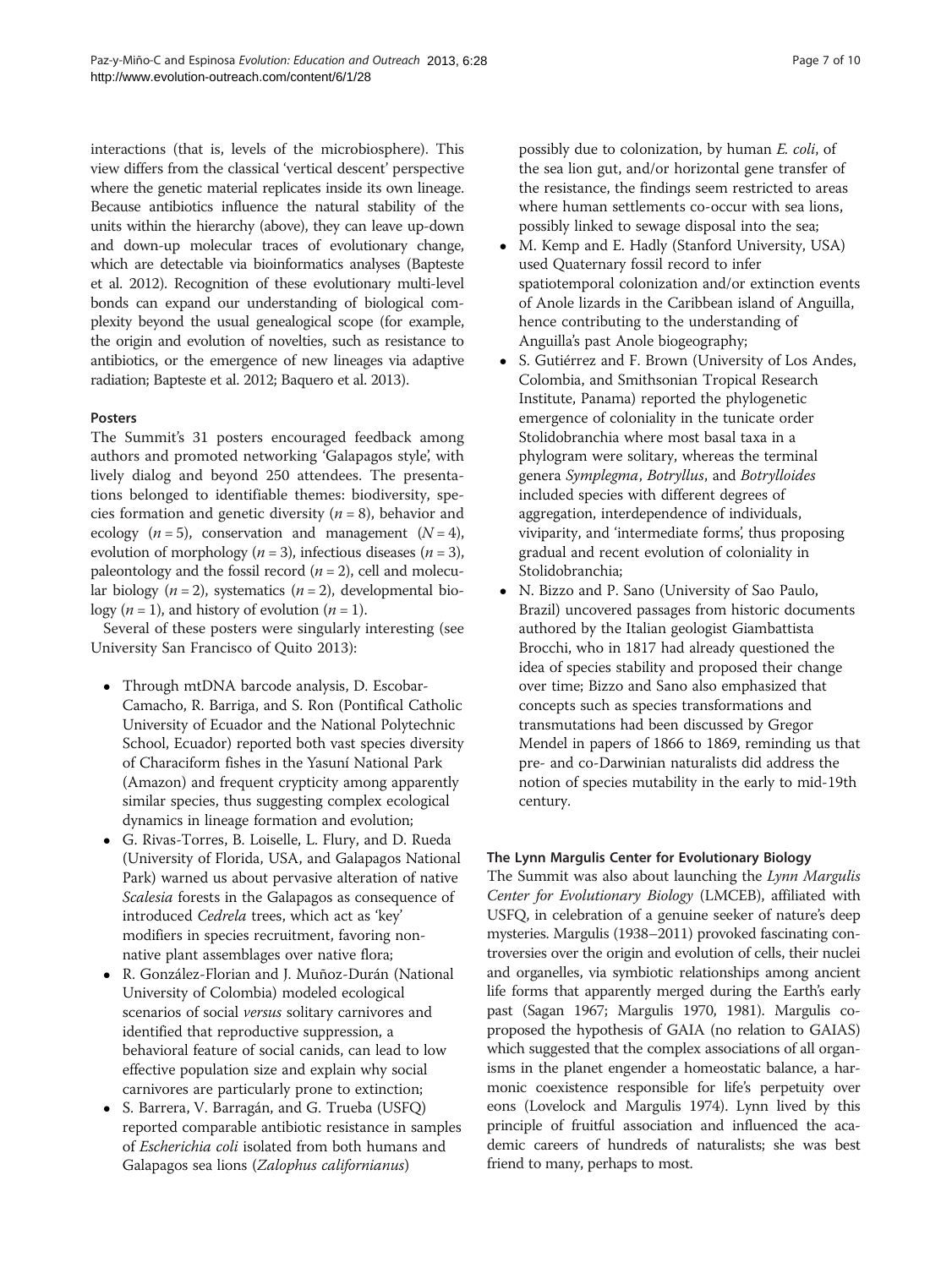interactions (that is, levels of the microbiosphere). This view differs from the classical 'vertical descent' perspective where the genetic material replicates inside its own lineage. Because antibiotics influence the natural stability of the units within the hierarchy (above), they can leave up-down and down-up molecular traces of evolutionary change, which are detectable via bioinformatics analyses (Bapteste et al. 2012). Recognition of these evolutionary multi-level bonds can expand our understanding of biological complexity beyond the usual genealogical scope (for example, the origin and evolution of novelties, such as resistance to antibiotics, or the emergence of new lineages via adaptive radiation; Bapteste et al. 2012; Baquero et al. 2013).

### Posters

The Summit's 31 posters encouraged feedback among authors and promoted networking 'Galapagos style', with lively dialog and beyond 250 attendees. The presentations belonged to identifiable themes: biodiversity, species formation and genetic diversity ($n = 8$), behavior and ecology ($n = 5$), conservation and management ($N = 4$), evolution of morphology ($n = 3$), infectious diseases ($n = 3$), paleontology and the fossil record ($n = 2$), cell and molecular biology ($n = 2$), systematics ($n = 2$), developmental biology ($n = 1$), and history of evolution ($n = 1$).

Several of these posters were singularly interesting (see University San Francisco of Quito 2013):

- Through mtDNA barcode analysis, D. Escobar-Camacho, R. Barriga, and S. Ron (Pontifical Catholic University of Ecuador and the National Polytechnic School, Ecuador) reported both vast species diversity of Characiform fishes in the Yasuní National Park (Amazon) and frequent crypticity among apparently similar species, thus suggesting complex ecological dynamics in lineage formation and evolution;
- G. Rivas-Torres, B. Loiselle, L. Flury, and D. Rueda (University of Florida, USA, and Galapagos National Park) warned us about pervasive alteration of native *Scalesia* forests in the Galapagos as consequence of introduced *Cedrela* trees, which act as 'key' modifiers in species recruitment, favoring non-native plant assemblages over native flora;
- R. González-Florian and J. Muñoz-Durán (National University of Colombia) modeled ecological scenarios of social *versus* solitary carnivores and identified that reproductive suppression, a behavioral feature of social canids, can lead to low effective population size and explain why social carnivores are particularly prone to extinction;
- S. Barrera, V. Barragán, and G. Trueba (USFQ) reported comparable antibiotic resistance in samples of *Escherichia coli* isolated from both humans and Galapagos sea lions (*Zalophus californianus*) possibly due to colonization, by human *E. coli*, of the sea lion gut, and/or horizontal gene transfer of the resistance, the findings seem restricted to areas where human settlements co-occur with sea lions, possibly linked to sewage disposal into the sea;
- M. Kemp and E. Hadly (Stanford University, USA) used Quaternary fossil record to infer spatiotemporal colonization and/or extinction events of Anole lizards in the Caribbean island of Anguilla, hence contributing to the understanding of Anguilla's past Anole biogeography;
- S. Gutiérrez and F. Brown (University of Los Andes, Colombia, and Smithsonian Tropical Research Institute, Panama) reported the phylogenetic emergence of coloniality in the tunicate order Stolidobranchia where most basal taxa in a phylogram were solitary, whereas the terminal genera *Symplegma*, *Botryllus*, and *Botrylloides* included species with different degrees of aggregation, interdependence of individuals, viviparity, and 'intermediate forms', thus proposing gradual and recent evolution of coloniality in Stolidobranchia;
- N. Bizzo and P. Sano (University of Sao Paulo, Brazil) uncovered passages from historic documents authored by the Italian geologist Giambattista Brocchi, who in 1817 had already questioned the idea of species stability and proposed their change over time; Bizzo and Sano also emphasized that concepts such as species transformations and transmutations had been discussed by Gregor Mendel in papers of 1866 to 1869, reminding us that pre- and co-Darwinian naturalists did address the notion of species mutability in the early to mid-19th century.

### The Lynn Margulis Center for Evolutionary Biology

The Summit was also about launching the *Lynn Margulis Center for Evolutionary Biology* (LMCEB), affiliated with USFQ, in celebration of a genuine seeker of nature's deep mysteries. Margulis (1938–2011) provoked fascinating controversies over the origin and evolution of cells, their nuclei and organelles, via symbiotic relationships among ancient life forms that apparently merged during the Earth's early past (Sagan 1967; Margulis 1970, 1981). Margulis co-proposed the hypothesis of GAIA (no relation to GAIAS) which suggested that the complex associations of all organisms in the planet engender a homeostatic balance, a harmonic coexistence responsible for life's perpetuity over eons (Lovelock and Margulis 1974). Lynn lived by this principle of fruitful association and influenced the academic careers of hundreds of naturalists; she was best friend to many, perhaps to most.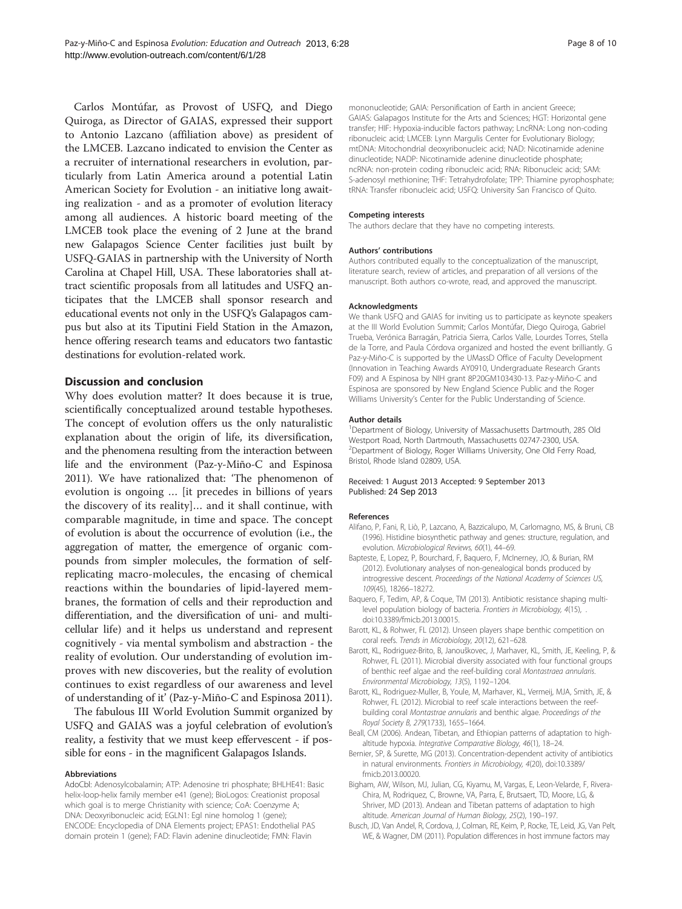Carlos Montúfar, as Provost of USFQ, and Diego Quiroga, as Director of GAIAS, expressed their support to Antonio Lazcano (affiliation above) as president of the LMCEB. Lazcano indicated to envision the Center as a recruiter of international researchers in evolution, particularly from Latin America around a potential Latin American Society for Evolution - an initiative long awaiting realization - and as a promoter of evolution literacy among all audiences. A historic board meeting of the LMCEB took place the evening of 2 June at the brand new Galapagos Science Center facilities just built by USFQ-GAIAS in partnership with the University of North Carolina at Chapel Hill, USA. These laboratories shall attract scientific proposals from all latitudes and USFQ anticipates that the LMCEB shall sponsor research and educational events not only in the USFQ's Galapagos campus but also at its Tiputini Field Station in the Amazon, hence offering research teams and educators two fantastic destinations for evolution-related work.

## Discussion and conclusion

Why does evolution matter? It does because it is true, scientifically conceptualized around testable hypotheses. The concept of evolution offers us the only naturalistic explanation about the origin of life, its diversification, and the phenomena resulting from the interaction between life and the environment (Paz-y-Miño-C and Espinosa 2011). We have rationalized that: 'The phenomenon of evolution is ongoing … [it precedes in billions of years the discovery of its reality]… and it shall continue, with comparable magnitude, in time and space. The concept of evolution is about the occurrence of evolution (i.e., the aggregation of matter, the emergence of organic compounds from simpler molecules, the formation of self-replicating macro-molecules, the encasing of chemical reactions within the boundaries of lipid-layered membranes, the formation of cells and their reproduction and differentiation, and the diversification of uni- and multicellular life) and it helps us understand and represent cognitively - via mental symbolism and abstraction - the reality of evolution. Our understanding of evolution improves with new discoveries, but the reality of evolution continues to exist regardless of our awareness and level of understanding of it' (Paz-y-Miño-C and Espinosa 2011).

The fabulous III World Evolution Summit organized by USFQ and GAIAS was a joyful celebration of evolution's reality, a festivity that we must keep effervescent - if possible for eons - in the magnificent Galapagos Islands.

#### Abbreviations

AdoCbl: Adenosylcobalamin; ATP: Adenosine tri phosphate; BHLHE41: Basic helix-loop-helix family member e41 (gene); BioLogos: Creationist proposal which goal is to merge Christianity with science; CoA: Coenzyme A; DNA: Deoxyribonucleic acid; EGLN1: Egl nine homolog 1 (gene); ENCODE: Encyclopedia of DNA Elements project; EPAS1: Endothelial PAS domain protein 1 (gene); FAD: Flavin adenine dinucleotide; FMN: Flavin mononucleotide; GAIA: Personification of Earth in ancient Greece; GAIAS: Galapagos Institute for the Arts and Sciences; HGT: Horizontal gene transfer; HIF: Hypoxia-inducible factors pathway; LncRNA: Long non-coding ribonucleic acid; LMCEB: Lynn Margulis Center for Evolutionary Biology; mtDNA: Mitochondrial deoxyribonucleic acid; NAD: Nicotinamide adenine dinucleotide; NADP: Nicotinamide adenine dinucleotide phosphate; ncRNA: non-protein coding ribonucleic acid; RNA: Ribonucleic acid; SAM: S-adenosyl methionine; THF: Tetrahydrofolate; TPP: Thiamine pyrophosphate; tRNA: Transfer ribonucleic acid; USFQ: University San Francisco of Quito.

#### Competing interests

The authors declare that they have no competing interests.

#### Authors' contributions

Authors contributed equally to the conceptualization of the manuscript, literature search, review of articles, and preparation of all versions of the manuscript. Both authors co-wrote, read, and approved the manuscript.

#### Acknowledgments

We thank USFQ and GAIAS for inviting us to participate as keynote speakers at the III World Evolution Summit; Carlos Montúfar, Diego Quiroga, Gabriel Trueba, Verónica Barragán, Patricia Sierra, Carlos Valle, Lourdes Torres, Stella de la Torre, and Paula Córdova organized and hosted the event brilliantly. G Paz-y-Miño-C is supported by the UMassD Office of Faculty Development (Innovation in Teaching Awards AY0910, Undergraduate Research Grants F09) and A Espinosa by NIH grant 8P20GM103430-13. Paz-y-Miño-C and Espinosa are sponsored by New England Science Public and the Roger Williams University's Center for the Public Understanding of Science.

#### Author details

[1]Department of Biology, University of Massachusetts Dartmouth, 285 Old Westport Road, North Dartmouth, Massachusetts 02747-2300, USA. [2]Department of Biology, Roger Williams University, One Old Ferry Road, Bristol, Rhode Island 02809, USA.

Received: 1 August 2013 Accepted: 9 September 2013
Published: 24 Sep 2013

#### References

Alifano, P, Fani, R, Liò, P, Lazcano, A, Bazzicalupo, M, Carlomagno, MS, & Bruni, CB (1996). Histidine biosynthetic pathway and genes: structure, regulation, and evolution. *Microbiological Reviews, 60*(1), 44–69.

Bapteste, E, Lopez, P, Bourchard, F, Baquero, F, McInerney, JO, & Burian, RM (2012). Evolutionary analyses of non-genealogical bonds produced by introgressive descent. *Proceedings of the National Academy of Sciences US, 109*(45), 18266–18272.

Baquero, F, Tedim, AP, & Coque, TM (2013). Antibiotic resistance shaping multi-level population biology of bacteria. *Frontiers in Microbiology, 4*(15), . doi:10.3389/fmicb.2013.00015.

Barott, KL, & Rohwer, FL (2012). Unseen players shape benthic competition on coral reefs. *Trends in Microbiology, 20*(12), 621–628.

Barott, KL, Rodriguez-Brito, B, Janouškovec, J, Marhaver, KL, Smith, JE, Keeling, P, & Rohwer, FL (2011). Microbial diversity associated with four functional groups of benthic reef algae and the reef-building coral *Montastraea annularis*. *Environmental Microbiology, 13*(5), 1192–1204.

Barott, KL, Rodriguez-Muller, B, Youle, M, Marhaver, KL, Vermeij, MJA, Smith, JE, & Rohwer, FL (2012). Microbial to reef scale interactions between the reef-building coral *Montastrae annularis* and benthic algae. *Proceedings of the Royal Society B, 279*(1733), 1655–1664.

Beall, CM (2006). Andean, Tibetan, and Ethiopian patterns of adaptation to high-altitude hypoxia. *Integrative Comparative Biology, 46*(1), 18–24.

Bernier, SP, & Surette, MG (2013). Concentration-dependent activity of antibiotics in natural environments. *Frontiers in Microbiology, 4*(20), doi:10.3389/fmicb.2013.00020.

Bigham, AW, Wilson, MJ, Julian, CG, Kiyamu, M, Vargas, E, Leon-Velarde, F, Rivera-Chira, M, Rodriquez, C, Browne, VA, Parra, E, Brutsaert, TD, Moore, LG, & Shriver, MD (2013). Andean and Tibetan patterns of adaptation to high altitude. *American Journal of Human Biology, 25*(2), 190–197.

Busch, JD, Van Andel, R, Cordova, J, Colman, RE, Keim, P, Rocke, TE, Leid, JG, Van Pelt, WE, & Wagner, DM (2011). Population differences in host immune factors may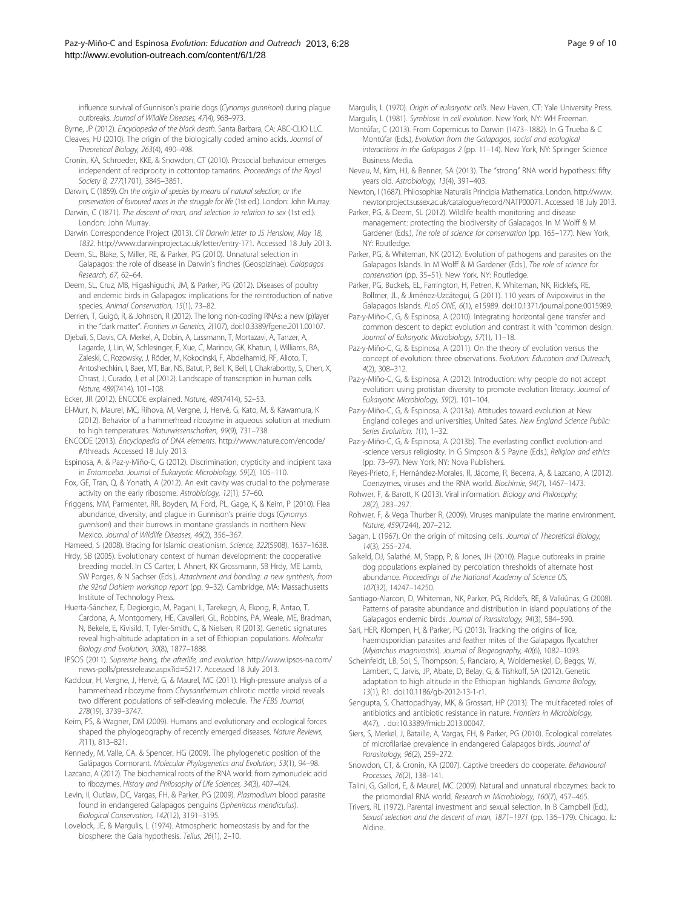influence survival of Gunnison's prairie dogs (*Cynomys gunnisoni*) during plague outbreaks. *Journal of Wildlife Diseases, 47*(4), 968–973.

Byrne, JP (2012). *Encyclopedia of the black death*. Santa Barbara, CA: ABC-CLIO LLC.

Cleaves, HJ (2010). The origin of the biologically coded amino acids. *Journal of Theoretical Biology, 263*(4), 490–498.

Cronin, KA, Schroeder, KKE, & Snowdon, CT (2010). Prosocial behaviour emerges independent of reciprocity in cottontop tamarins. *Proceedings of the Royal Society B, 277*(1701), 3845–3851.

Darwin, C (1859). *On the origin of species by means of natural selection, or the preservation of favoured races in the struggle for life* (1st ed.). London: John Murray.

Darwin, C (1871). *The descent of man, and selection in relation to sex* (1st ed.). London: John Murray.

Darwin Correspondence Project (2013). *CR Darwin letter to JS Henslow, May 18, 1832*. http://www.darwinproject.ac.uk/letter/entry-171. Accessed 18 July 2013.

Deem, SL, Blake, S, Miller, RE, & Parker, PG (2010). Unnatural selection in Galapagos: the role of disease in Darwin's finches (Geospizinae). *Galapagos Research, 67*, 62–64.

Deem, SL, Cruz, MB, Higashiguchi, JM, & Parker, PG (2012). Diseases of poultry and endemic birds in Galapagos: implications for the reintroduction of native species. *Animal Conservation, 15*(1), 73–82.

Derrien, T, Guigó, R, & Johnson, R (2012). The long non-coding RNAs: a new (p)layer in the "dark matter". *Frontiers in Genetics, 2*(107), doi:10.3389/fgene.2011.00107.

Djebali, S, Davis, CA, Merkel, A, Dobin, A, Lassmann, T, Mortazavi, A, Tanzer, A, Lagarde, J, Lin, W, Schlesinger, F, Xue, C, Marinov, GK, Khatun, J, Williams, BA, Zaleski, C, Rozowsky, J, Röder, M, Kokocinski, F, Abdelhamid, RF, Alioto, T, Antoshechkin, I, Baer, MT, Bar, NS, Batut, P, Bell, K, Bell, I, Chakrabortty, S, Chen, X, Chrast, J, Curado, J, et al (2012). Landscape of transcription in human cells. *Nature, 489*(7414), 101–108.

Ecker, JR (2012). ENCODE explained. *Nature, 489*(7414), 52–53.

El-Murr, N, Maurel, MC, Rihova, M, Vergne, J, Hervé, G, Kato, M, & Kawamura, K (2012). Behavior of a hammerhead ribozyme in aqueous solution at medium to high temperatures. *Naturwissenschaften, 99*(9), 731–738.

ENCODE (2013). *Encyclopedia of DNA elements*. http://www.nature.com/encode/#/threads. Accessed 18 July 2013.

Espinosa, A, & Paz-y-Miño-C, G (2012). Discrimination, crypticity and incipient taxa in *Entamoeba*. *Journal of Eukaryotic Microbiology, 59*(2), 105–110.

Fox, GE, Tran, Q, & Yonath, A (2012). An exit cavity was crucial to the polymerase activity on the early ribosome. *Astrobiology, 12*(1), 57–60.

Friggens, MM, Parmenter, RR, Boyden, M, Ford, PL, Gage, K, & Keim, P (2010). Flea abundance, diversity, and plague in Gunnison's prairie dogs (*Cynomys gunnisoni*) and their burrows in montane grasslands in northern New Mexico. *Journal of Wildlife Diseases, 46*(2), 356–367.

Hameed, S (2008). Bracing for Islamic creationism. *Science, 322*(5908), 1637–1638.

Hrdy, SB (2005). Evolutionary context of human development: the cooperative breeding model. In CS Carter, L Ahnert, KK Grossmann, SB Hrdy, ME Lamb, SW Porges, & N Sachser (Eds.), *Attachment and bonding: a new synthesis, from the 92nd Dahlem workshop report* (pp. 9–32). Cambridge, MA: Massachusetts Institute of Technology Press.

Huerta-Sánchez, E, Degiorgio, M, Pagani, L, Tarekegn, A, Ekong, R, Antao, T, Cardona, A, Montgomery, HE, Cavalleri, GL, Robbins, PA, Weale, ME, Bradman, N, Bekele, E, Kivisild, T, Tyler-Smith, C, & Nielsen, R (2013). Genetic signatures reveal high-altitude adaptation in a set of Ethiopian populations. *Molecular Biology and Evolution, 30*(8), 1877–1888.

IPSOS (2011). *Supreme being, the afterlife, and evolution*. http://www.ipsos-na.com/news-polls/pressrelease.aspx?id=5217. Accessed 18 July 2013.

Kaddour, H, Vergne, J, Hervé, G, & Maurel, MC (2011). High-pressure analysis of a hammerhead ribozyme from *Chrysanthemum* chlirotic mottle viroid reveals two different populations of self-cleaving molecule. *The FEBS Journal, 278*(19), 3739–3747.

Keim, PS, & Wagner, DM (2009). Humans and evolutionary and ecological forces shaped the phylogeography of recently emerged diseases. *Nature Reviews, 7*(11), 813–821.

Kennedy, M, Valle, CA, & Spencer, HG (2009). The phylogenetic position of the Galápagos Cormorant. *Molecular Phylogenetics and Evolution, 53*(1), 94–98.

Lazcano, A (2012). The biochemical roots of the RNA world: from zymonucleic acid to ribozymes. *History and Philosophy of Life Sciences, 34*(3), 407–424.

Levin, II, Outlaw, DC, Vargas, FH, & Parker, PG (2009). *Plasmodium* blood parasite found in endangered Galapagos penguins (*Spheniscus mendiculus*). *Biological Conservation, 142*(12), 3191–3195.

Lovelock, JE, & Margulis, L (1974). Atmospheric homeostasis by and for the biosphere: the Gaia hypothesis. *Tellus, 26*(1), 2–10.

Margulis, L (1970). *Origin of eukaryotic cells*. New Haven, CT: Yale University Press.

Margulis, L (1981). *Symbiosis in cell evolution*. New York, NY: WH Freeman.

Montúfar, C (2013). From Copernicus to Darwin (1473–1882). In G Trueba & C Montúfar (Eds.), *Evolution from the Galapagos, social and ecological interactions in the Galapagos 2* (pp. 11–14). New York, NY: Springer Science Business Media.

Neveu, M, Kim, HJ, & Benner, SA (2013). The "strong" RNA world hypothesis: fifty years old. *Astrobiology, 13*(4), 391–403.

Newton, I (1687). Philosophiæ Naturalis Principia Mathematica. London. http://www.newtonproject.sussex.ac.uk/catalogue/record/NATP00071. Accessed 18 July 2013.

Parker, PG, & Deem, SL (2012). Wildlife health monitoring and disease management: protecting the biodiversity of Galapagos. In M Wolff & M Gardener (Eds.), *The role of science for conservation* (pp. 165–177). New York, NY: Routledge.

Parker, PG, & Whiteman, NK (2012). Evolution of pathogens and parasites on the Galapagos Islands. In M Wolff & M Gardener (Eds.), *The role of science for conservation* (pp. 35–51). New York, NY: Routledge.

Parker, PG, Buckels, EL, Farrington, H, Petren, K, Whiteman, NK, Ricklefs, RE, Bollmer, JL, & Jiménez-Uzcátegui, G (2011). 110 years of Avipoxvirus in the Galapagos Islands. *PLoS ONE, 6*(1), e15989. doi:10.1371/journal.pone.0015989.

Paz-y-Miño-C, G, & Espinosa, A (2010). Integrating horizontal gene transfer and common descent to depict evolution and contrast it with "common design. *Journal of Eukaryotic Microbiology, 57*(1), 11–18.

Paz-y-Miño-C, G, & Espinosa, A (2011). On the theory of evolution versus the concept of evolution: three observations. *Evolution: Education and Outreach, 4*(2), 308–312.

Paz-y-Miño-C, G, & Espinosa, A (2012). Introduction: why people do not accept evolution: using protistan diversity to promote evolution literacy. *Journal of Eukaryotic Microbiology, 59*(2), 101–104.

Paz-y-Miño-C, G, & Espinosa, A (2013a). Attitudes toward evolution at New England colleges and universities, United Sates. *New England Science Public: Series Evolution, 1*(1), 1–32.

Paz-y-Miño-C, G, & Espinosa, A (2013b). The everlasting conflict evolution-and -science versus religiosity. In G Simpson & S Payne (Eds.), *Religion and ethics* (pp. 73–97). New York, NY: Nova Publishers.

Reyes-Prieto, F, Hernández-Morales, R, Jácome, R, Becerra, A, & Lazcano, A (2012). Coenzymes, viruses and the RNA world. *Biochimie, 94*(7), 1467–1473.

Rohwer, F, & Barott, K (2013). Viral information. *Biology and Philosophy, 28*(2), 283–297.

Rohwer, F, & Vega Thurber R, (2009). Viruses manipulate the marine environment. *Nature, 459*(7244), 207–212.

Sagan, L (1967). On the origin of mitosing cells. *Journal of Theoretical Biology, 14*(3), 255–274.

Salkeld, DJ, Salathé, M, Stapp, P, & Jones, JH (2010). Plague outbreaks in prairie dog populations explained by percolation thresholds of alternate host abundance. *Proceedings of the National Academy of Science US, 107*(32), 14247–14250.

Santiago-Alarcon, D, Whiteman, NK, Parker, PG, Ricklefs, RE, & Valkiûnas, G (2008). Patterns of parasite abundance and distribution in island populations of the Galapagos endemic birds. *Journal of Parasitology, 94*(3), 584–590.

Sari, HER, Klompen, H, & Parker, PG (2013). Tracking the origins of lice, haemosporidian parasites and feather mites of the Galapagos flycatcher (*Myiarchus magnirostris*). *Journal of Biogeography, 40*(6), 1082–1093.

Scheinfeldt, LB, Soi, S, Thompson, S, Ranciaro, A, Woldemeskel, D, Beggs, W, Lambert, C, Jarvis, JP, Abate, D, Belay, G, & Tishkoff, SA (2012). Genetic adaptation to high altitude in the Ethiopian highlands. *Genome Biology, 13*(1), R1. doi:10.1186/gb-2012-13-1-r1.

Sengupta, S, Chattopadhyay, MK, & Grossart, HP (2013). The multifaceted roles of antibiotics and antibiotic resistance in nature. *Frontiers in Microbiology, 4*(47), . doi:10.3389/fmicb.2013.00047.

Siers, S, Merkel, J, Bataille, A, Vargas, FH, & Parker, PG (2010). Ecological correlates of microfilariae prevalence in endangered Galapagos birds. *Journal of Parasitology, 96*(2), 259–272.

Snowdon, CT, & Cronin, KA (2007). Captive breeders do cooperate. *Behavioural Processes, 76*(2), 138–141.

Talini, G, Gallori, E, & Maurel, MC (2009). Natural and unnatural ribozymes: back to the priomordial RNA world. *Research in Microbiology, 160*(7), 457–465.

Trivers, RL (1972). Parental investment and sexual selection. In B Campbell (Ed.), *Sexual selection and the descent of man, 1871–1971* (pp. 136–179). Chicago, IL: Aldine.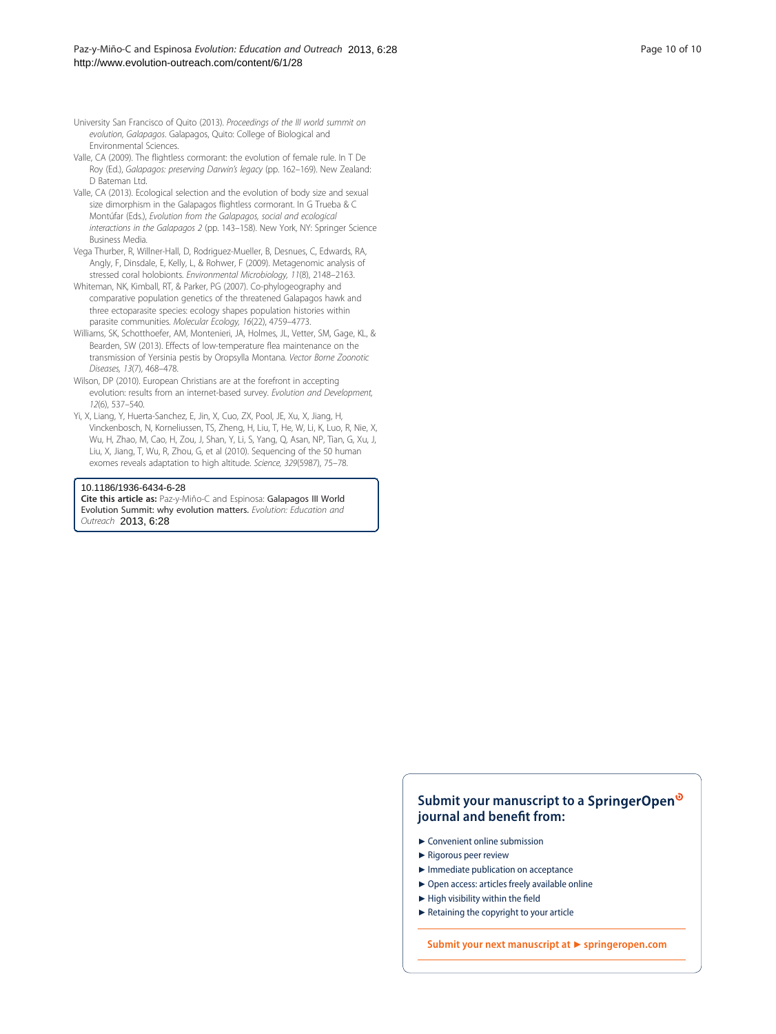University San Francisco of Quito (2013). *Proceedings of the III world summit on evolution, Galapagos*. Galapagos, Quito: College of Biological and Environmental Sciences.

Valle, CA (2009). The flightless cormorant: the evolution of female rule. In T De Roy (Ed.), *Galapagos: preserving Darwin's legacy* (pp. 162–169). New Zealand: D Bateman Ltd.

Valle, CA (2013). Ecological selection and the evolution of body size and sexual size dimorphism in the Galapagos flightless cormorant. In G Trueba & C Montúfar (Eds.), *Evolution from the Galapagos, social and ecological interactions in the Galapagos 2* (pp. 143–158). New York, NY: Springer Science Business Media.

Vega Thurber, R, Willner-Hall, D, Rodriguez-Mueller, B, Desnues, C, Edwards, RA, Angly, F, Dinsdale, E, Kelly, L, & Rohwer, F (2009). Metagenomic analysis of stressed coral holobionts. *Environmental Microbiology, 11*(8), 2148–2163.

Whiteman, NK, Kimball, RT, & Parker, PG (2007). Co-phylogeography and comparative population genetics of the threatened Galapagos hawk and three ectoparasite species: ecology shapes population histories within parasite communities. *Molecular Ecology, 16*(22), 4759–4773.

Williams, SK, Schotthoefer, AM, Montenieri, JA, Holmes, JL, Vetter, SM, Gage, KL, & Bearden, SW (2013). Effects of low-temperature flea maintenance on the transmission of Yersinia pestis by Oropsylla Montana. *Vector Borne Zoonotic Diseases, 13*(7), 468–478.

Wilson, DP (2010). European Christians are at the forefront in accepting evolution: results from an internet-based survey. *Evolution and Development, 12*(6), 537–540.

Yi, X, Liang, Y, Huerta-Sanchez, E, Jin, X, Cuo, ZX, Pool, JE, Xu, X, Jiang, H, Vinckenbosch, N, Korneliussen, TS, Zheng, H, Liu, T, He, W, Li, K, Luo, R, Nie, X, Wu, H, Zhao, M, Cao, H, Zou, J, Shan, Y, Li, S, Yang, Q, Asan, NP, Tian, G, Xu, J, Liu, X, Jiang, T, Wu, R, Zhou, G, et al (2010). Sequencing of the 50 human exomes reveals adaptation to high altitude. *Science, 329*(5987), 75–78.

10.1186/1936-6434-6-28

**Cite this article as:** Paz-y-Miño-C and Espinosa: **Galapagos III World Evolution Summit: why evolution matters.** *Evolution: Education and Outreach* 2013, 6:28

**Submit your manuscript to a SpringerOpen journal and benefit from:**

- ► Convenient online submission
- ► Rigorous peer review
- ► Immediate publication on acceptance
- ► Open access: articles freely available online
- ► High visibility within the field
- ► Retaining the copyright to your article

**Submit your next manuscript at ► springeropen.com**